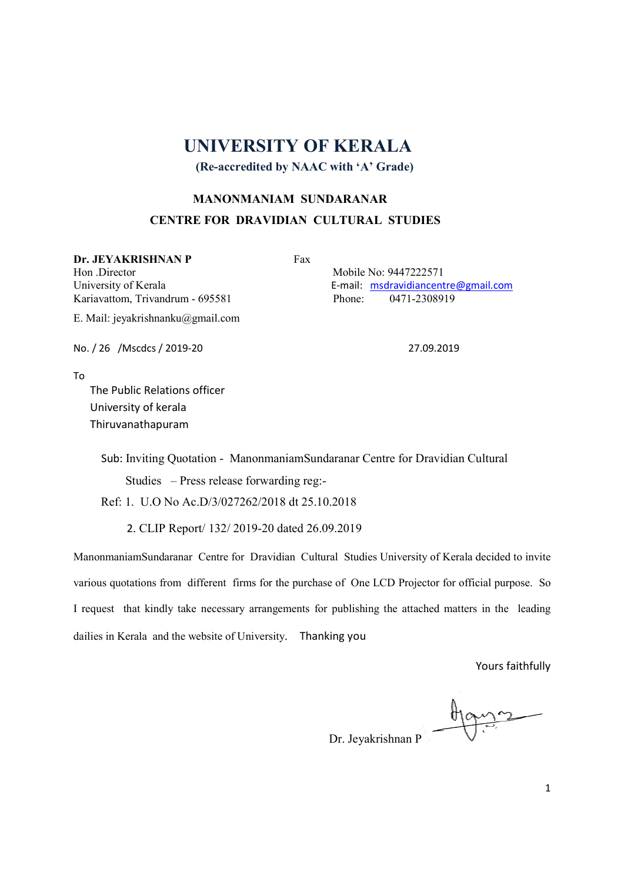# UNIVERSITY OF KERALA

**(Re-accredited by NAAC with 'A' Grade)**

## MANONMANIAM SUNDARANAR
## CENTRE FOR DRAVIDIAN CULTURAL STUDIES

**Dr. JEYAKRISHNAN P**
Hon .Director
University of Kerala
Kariavattom, Trivandrum - 695581

E. Mail: jeyakrishnanku@gmail.com

Fax
Mobile No: 9447222571
E-mail: msdravidiancentre@gmail.com
Phone: 0471-2308919

No. / 26 /Mscdcs / 2019-20

27.09.2019

To

The Public Relations officer
University of kerala
Thiruvanathapuram

Sub: Inviting Quotation - ManonmaniamSundaranar Centre for Dravidian Cultural Studies – Press release forwarding reg:-

Ref: 1. U.O No Ac.D/3/027262/2018 dt 25.10.2018

2. CLIP Report/ 132/ 2019-20 dated 26.09.2019

ManonmaniamSundaranar Centre for Dravidian Cultural Studies University of Kerala decided to invite various quotations from different firms for the purchase of One LCD Projector for official purpose. So I request that kindly take necessary arrangements for publishing the attached matters in the leading dailies in Kerala and the website of University. Thanking you

Yours faithfully

Dr. Jeyakrishnan P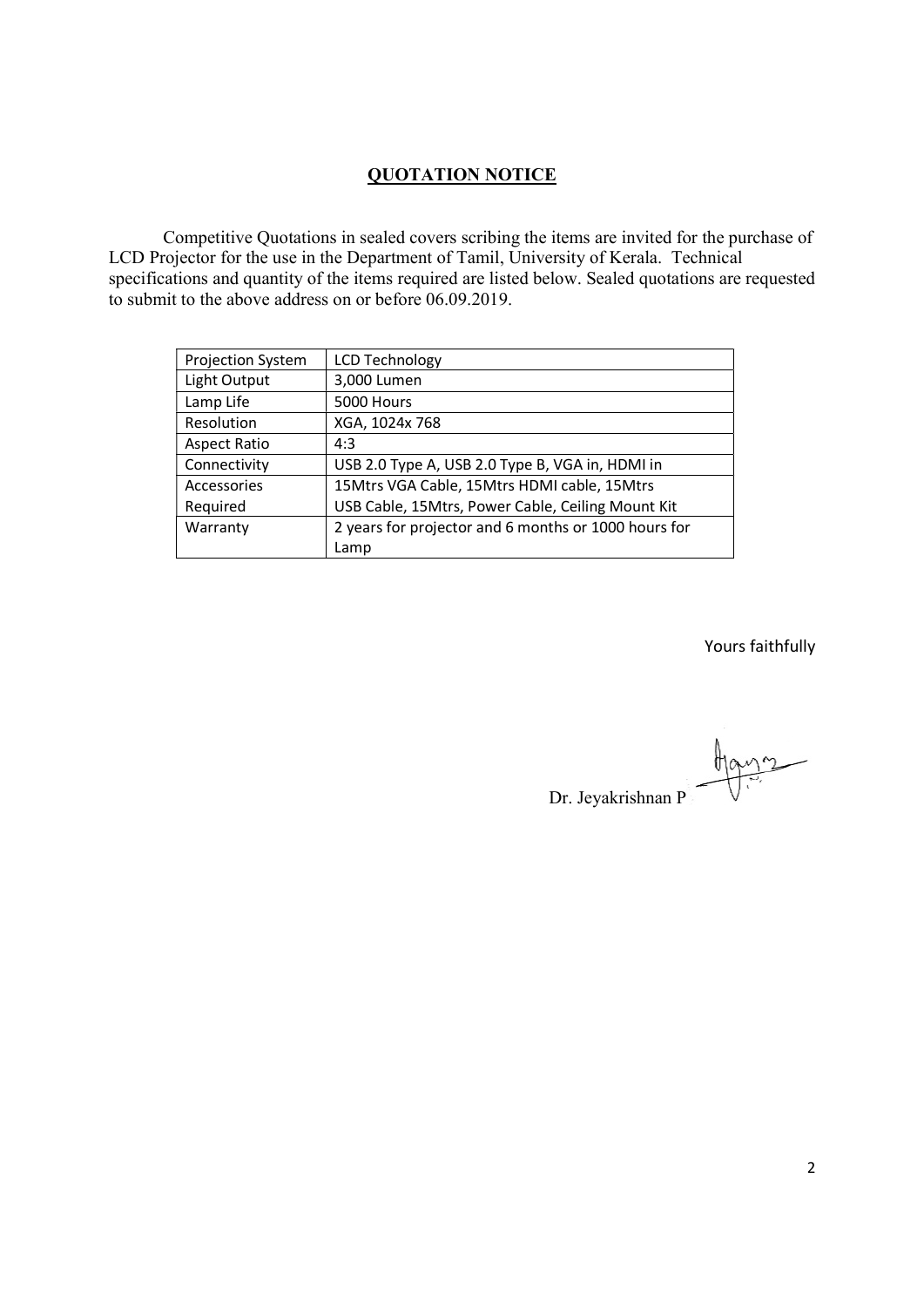## QUOTATION NOTICE

Competitive Quotations in sealed covers scribing the items are invited for the purchase of LCD Projector for the use in the Department of Tamil, University of Kerala. Technical specifications and quantity of the items required are listed below. Sealed quotations are requested to submit to the above address on or before 06.09.2019.

| | |
|---|---|
| Projection System | LCD Technology |
| Light Output | 3,000 Lumen |
| Lamp Life | 5000 Hours |
| Resolution | XGA, 1024x 768 |
| Aspect Ratio | 4:3 |
| Connectivity | USB 2.0 Type A, USB 2.0 Type B, VGA in, HDMI in |
| Accessories Required | 15Mtrs VGA Cable, 15Mtrs HDMI cable, 15Mtrs USB Cable, 15Mtrs, Power Cable, Ceiling Mount Kit |
| Warranty | 2 years for projector and 6 months or 1000 hours for Lamp |

Yours faithfully

Dr. Jeyakrishnan P